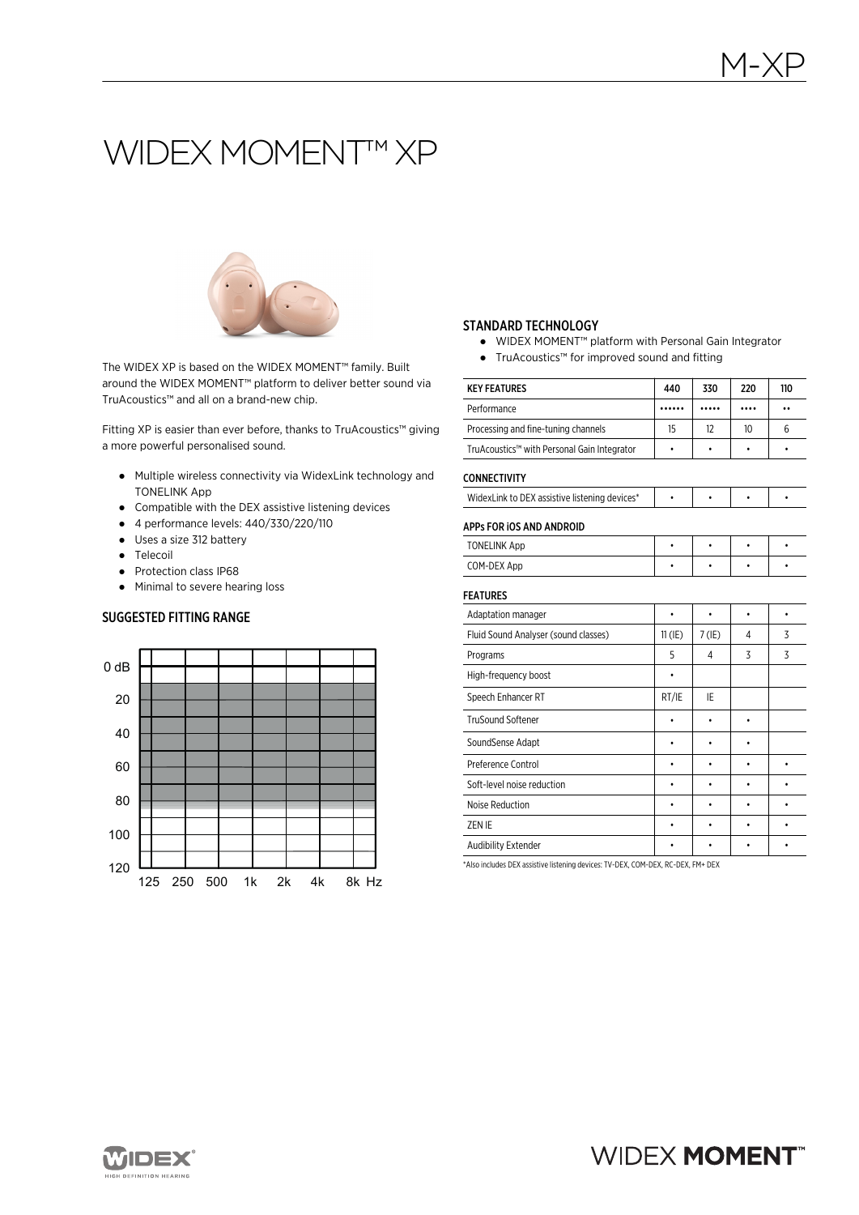# WIDEX MOMENT™ XP

The WIDEX XP is based on the WIDEX MOMENT™ family. Built around the WIDEX MOMENT™ platform to deliver better sound via TruAcoustics™ and all on a brand-new chip.

Fitting XP is easier than ever before, thanks to TruAcoustics™ giving a more powerful personalised sound.

- Multiple wireless connectivity via WidexLink technology and TONELINK App
- Compatible with the DEX assistive listening devices
- 4 performance levels: 440/330/220/110
- Uses a size 312 battery
- Telecoil
- Protection class IP68
- Minimal to severe hearing loss

## SUGGESTED FITTING RANGE

0 dB, 20, 40, 60, 80, 100, 120

125 250 500 1k 2k 4k 8k Hz

## STANDARD TECHNOLOGY

- WIDEX MOMENT™ platform with Personal Gain Integrator
- TruAcoustics™ for improved sound and fitting

| KEY FEATURES | 440 | 330 | 220 | 110 |
|---|---|---|---|---|
| Performance | •••••• | ••••• | •••• | •• |
| Processing and fine-tuning channels | 15 | 12 | 10 | 6 |
| TruAcoustics™ with Personal Gain Integrator | • | • | • | • |
| **CONNECTIVITY** | | | | |
| WidexLink to DEX assistive listening devices* | • | • | • | • |
| **APPs FOR iOS AND ANDROID** | | | | |
| TONELINK App | • | • | • | • |
| COM-DEX App | • | • | • | • |
| **FEATURES** | | | | |
| Adaptation manager | • | • | • | • |
| Fluid Sound Analyser (sound classes) | 11 (IE) | 7 (IE) | 4 | 3 |
| Programs | 5 | 4 | 3 | 3 |
| High-frequency boost | • | | | |
| Speech Enhancer RT | RT/IE | IE | | |
| TruSound Softener | • | • | • | |
| SoundSense Adapt | • | • | • | |
| Preference Control | • | • | • | • |
| Soft-level noise reduction | • | • | • | • |
| Noise Reduction | • | • | • | • |
| ZEN IE | • | • | • | • |
| Audibility Extender | • | • | • | • |

*Also includes DEX assistive listening devices: TV-DEX, COM-DEX, RC-DEX, FM+ DEX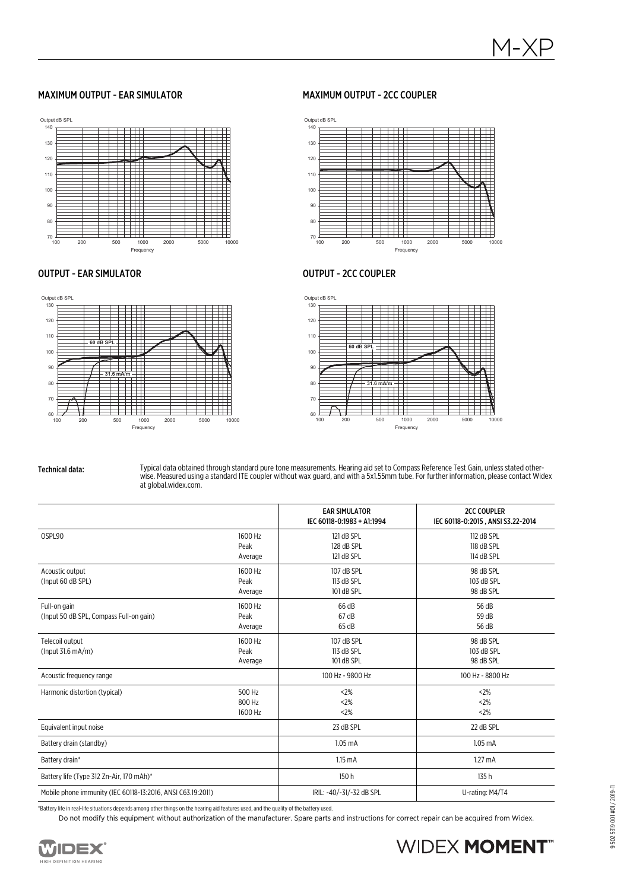# M-XP

## MAXIMUM OUTPUT – EAR SIMULATOR

Output dB SPL
140
130
120
110
100
90
80
70
100 200 500 1000 2000 5000 10000
Frequency

## MAXIMUM OUTPUT – 2CC COUPLER

Output dB SPL
140
130
120
110
100
90
80
70
100 200 500 1000 2000 5000 10000
Frequency

## OUTPUT – EAR SIMULATOR

Output dB SPL
130
120
110
100
90
80
70
60
60 dB SPL
31.6 mA/m
100 200 500 1000 2000 5000 10000
Frequency

## OUTPUT – 2CC COUPLER

Output dB SPL
130
120
110
100
90
80
70
60
60 dB SPL
31.6 mA/m
100 200 500 1000 2000 5000 10000
Frequency

**Technical data:** Typical data obtained through standard pure tone measurements. Hearing aid set to Compass Reference Test Gain, unless stated otherwise. Measured using a standard ITE coupler without wax guard, and with a 5x1.55mm tube. For further information, please contact Widex at global.widex.com.

| | | EAR SIMULATOR IEC 60118-0:1983 + A1:1994 | 2CC COUPLER IEC 60118-0:2015 , ANSI S3.22-2014 |
|---|---|---|---|
| OSPL90 | 1600 Hz<br>Peak<br>Average | 121 dB SPL<br>128 dB SPL<br>121 dB SPL | 112 dB SPL<br>118 dB SPL<br>114 dB SPL |
| Acoustic output<br>(Input 60 dB SPL) | 1600 Hz<br>Peak<br>Average | 107 dB SPL<br>113 dB SPL<br>101 dB SPL | 98 dB SPL<br>103 dB SPL<br>98 dB SPL |
| Full-on gain<br>(Input 50 dB SPL, Compass Full-on gain) | 1600 Hz<br>Peak<br>Average | 66 dB<br>67 dB<br>65 dB | 56 dB<br>59 dB<br>56 dB |
| Telecoil output<br>(Input 31.6 mA/m) | 1600 Hz<br>Peak<br>Average | 107 dB SPL<br>113 dB SPL<br>101 dB SPL | 98 dB SPL<br>103 dB SPL<br>98 dB SPL |
| Acoustic frequency range | | 100 Hz - 9800 Hz | 100 Hz - 8800 Hz |
| Harmonic distortion (typical) | 500 Hz<br>800 Hz<br>1600 Hz | <2%<br><2%<br><2% | <2%<br><2%<br><2% |
| Equivalent input noise | | 23 dB SPL | 22 dB SPL |
| Battery drain (standby) | | 1.05 mA | 1.05 mA |
| Battery drain* | | 1.15 mA | 1.27 mA |
| Battery life (Type 312 Zn-Air, 170 mAh)* | | 150 h | 135 h |
| Mobile phone immunity (IEC 60118-13:2016, ANSI C63.19:2011) | | IRIL: -40/-31/-32 dB SPL | U-rating: M4/T4 |

*Battery life in real-life situations depends among other things on the hearing aid features used, and the quality of the battery used.

Do not modify this equipment without authorization of the manufacturer. Spare parts and instructions for correct repair can be acquired from Widex.

WIDEX HIGH DEFINITION HEARING

WIDEX MOMENT™

9 502 5319 001 #01 / 2019-11